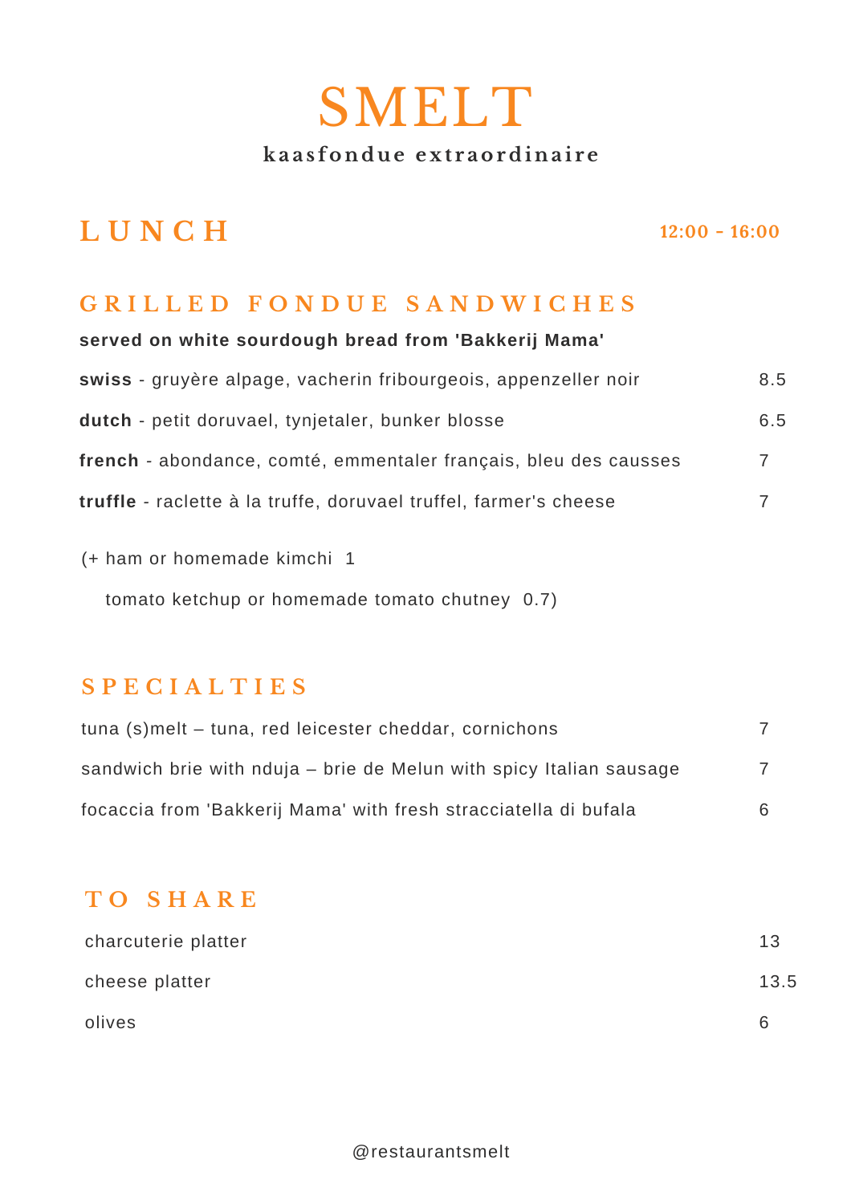# SMELT

**kaasfondue extraordinaire**

## LUNCH

12:00 - 16:00

### GRILLED FONDUE SANDWICHES

**served on white sourdough bread from 'Bakkerij Mama'**

| | |
|---|---|
| **swiss** - gruyère alpage, vacherin fribourgeois, appenzeller noir | 8.5 |
| **dutch** - petit doruvael, tynjetaler, bunker blosse | 6.5 |
| **french** - abondance, comté, emmentaler français, bleu des causses | 7 |
| **truffle** - raclette à la truffe, doruvael truffel, farmer's cheese | 7 |

(+ ham or homemade kimchi 1

tomato ketchup or homemade tomato chutney 0.7)

### SPECIALTIES

| | |
|---|---|
| tuna (s)melt – tuna, red leicester cheddar, cornichons | 7 |
| sandwich brie with nduja – brie de Melun with spicy Italian sausage | 7 |
| focaccia from 'Bakkerij Mama' with fresh stracciatella di bufala | 6 |

### TO SHARE

| | |
|---|---|
| charcuterie platter | 13 |
| cheese platter | 13.5 |
| olives | 6 |

@restaurantsmelt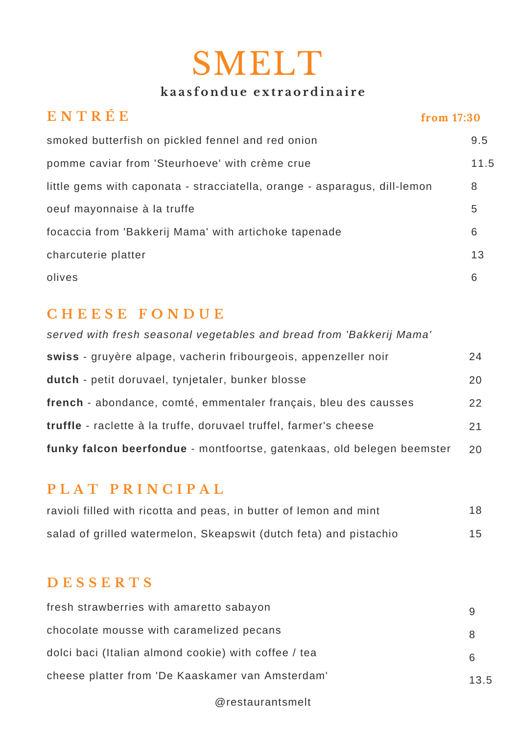# SMELT

**kaasfondue extraordinaire**

## ENTRÉE

**from 17:30**

| | |
|---|---|
| smoked butterfish on pickled fennel and red onion | 9.5 |
| pomme caviar from 'Steurhoeve' with crème crue | 11.5 |
| little gems with caponata - stracciatella, orange - asparagus, dill-lemon | 8 |
| oeuf mayonnaise à la truffe | 5 |
| focaccia from 'Bakkerij Mama' with artichoke tapenade | 6 |
| charcuterie platter | 13 |
| olives | 6 |

## CHEESE FONDUE

*served with fresh seasonal vegetables and bread from 'Bakkerij Mama'*

| | |
|---|---|
| **swiss** - gruyère alpage, vacherin fribourgeois, appenzeller noir | 24 |
| **dutch** - petit doruvael, tynjetaler, bunker blosse | 20 |
| **french** - abondance, comté, emmentaler français, bleu des causses | 22 |
| **truffle** - raclette à la truffe, doruvael truffel, farmer's cheese | 21 |
| **funky falcon beerfondue** - montfoortse, gatenkaas, old belegen beemster | 20 |

## PLAT PRINCIPAL

| | |
|---|---|
| ravioli filled with ricotta and peas, in butter of lemon and mint | 18 |
| salad of grilled watermelon, Skeapswit (dutch feta) and pistachio | 15 |

## DESSERTS

| | |
|---|---|
| fresh strawberries with amaretto sabayon | 9 |
| chocolate mousse with caramelized pecans | 8 |
| dolci baci (Italian almond cookie) with coffee / tea | 6 |
| cheese platter from 'De Kaaskamer van Amsterdam' | 13.5 |

@restaurantsmelt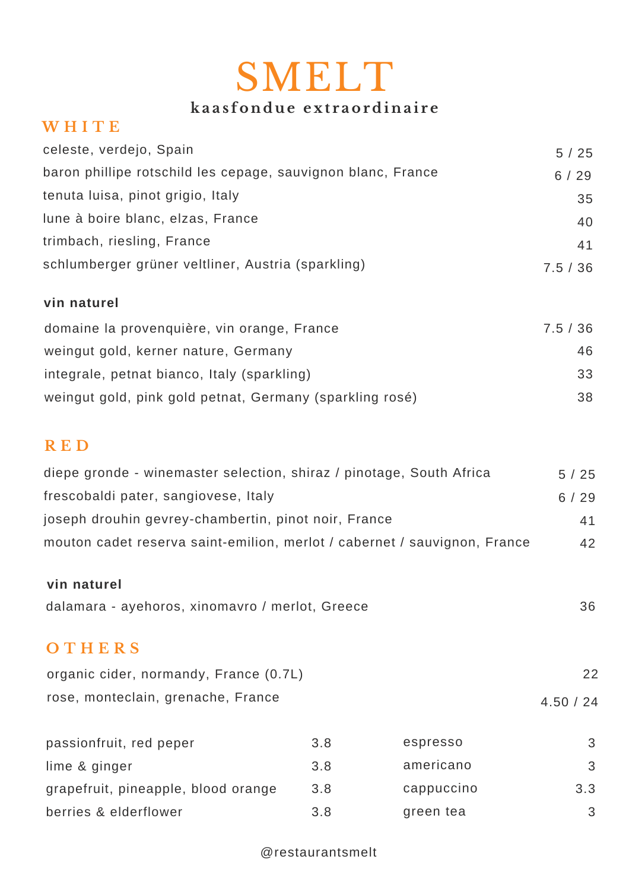# SMELT

**kaasfondue extraordinaire**

## WHITE

| | |
|---|---|
| celeste, verdejo, Spain | 5 / 25 |
| baron phillipe rotschild les cepage, sauvignon blanc, France | 6 / 29 |
| tenuta luisa, pinot grigio, Italy | 35 |
| lune à boire blanc, elzas, France | 40 |
| trimbach, riesling, France | 41 |
| schlumberger grüner veltliner, Austria (sparkling) | 7.5 / 36 |

**vin naturel**

| | |
|---|---|
| domaine la provenquière, vin orange, France | 7.5 / 36 |
| weingut gold, kerner nature, Germany | 46 |
| integrale, petnat bianco, Italy (sparkling) | 33 |
| weingut gold, pink gold petnat, Germany (sparkling rosé) | 38 |

## RED

| | |
|---|---|
| diepe gronde - winemaster selection, shiraz / pinotage, South Africa | 5 / 25 |
| frescobaldi pater, sangiovese, Italy | 6 / 29 |
| joseph drouhin gevrey-chambertin, pinot noir, France | 41 |
| mouton cadet reserva saint-emilion, merlot / cabernet / sauvignon, France | 42 |

**vin naturel**

| | |
|---|---|
| dalamara - ayehoros, xinomavro / merlot, Greece | 36 |

## OTHERS

| | |
|---|---|
| organic cider, normandy, France (0.7L) | 22 |
| rose, monteclain, grenache, France | 4.50 / 24 |

| | | | |
|---|---|---|---|
| passionfruit, red peper | 3.8 | espresso | 3 |
| lime & ginger | 3.8 | americano | 3 |
| grapefruit, pineapple, blood orange | 3.8 | cappuccino | 3.3 |
| berries & elderflower | 3.8 | green tea | 3 |

@restaurantsmelt